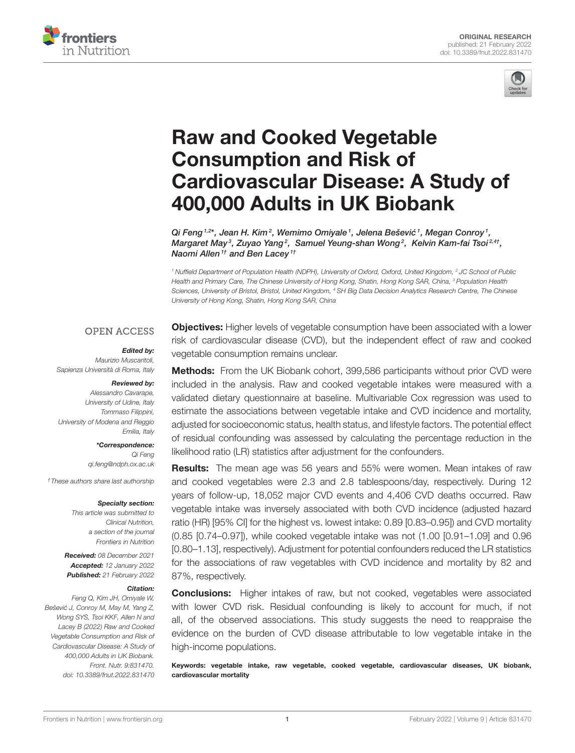ORIGINAL RESEARCH
published: 21 February 2022
doi: 10.3389/fnut.2022.831470

# Raw and Cooked Vegetable Consumption and Risk of Cardiovascular Disease: A Study of 400,000 Adults in UK Biobank

Qi Feng[1,2]*, Jean H. Kim[2], Wemimo Omiyale[1], Jelena Bešević[1], Megan Conroy[1], Margaret May[3], Zuyao Yang[2], Samuel Yeung-shan Wong[2], Kelvin Kam-fai Tsoi[2,4†], Naomi Allen[1†] and Ben Lacey[1†]

[1] Nuffield Department of Population Health (NDPH), University of Oxford, Oxford, United Kingdom, [2] JC School of Public Health and Primary Care, The Chinese University of Hong Kong, Shatin, Hong Kong SAR, China, [3] Population Health Sciences, University of Bristol, Bristol, United Kingdom, [4] SH Big Data Decision Analytics Research Centre, The Chinese University of Hong Kong, Shatin, Hong Kong SAR, China

OPEN ACCESS

***Edited by:***
*Maurizio Muscaritoli,*
*Sapienza Università di Roma, Italy*

***Reviewed by:***
*Alessandro Cavarape,*
*University of Udine, Italy*
*Tommaso Filippini,*
*University of Modena and Reggio Emilia, Italy*

***\*Correspondence:***
*Qi Feng*
*qi.feng@ndph.ox.ac.uk*

*†These authors share last authorship*

***Specialty section:***
*This article was submitted to Clinical Nutrition, a section of the journal Frontiers in Nutrition*

***Received:*** *08 December 2021*
***Accepted:*** *12 January 2022*
***Published:*** *21 February 2022*

***Citation:***
*Feng Q, Kim JH, Omiyale W, Bešević J, Conroy M, May M, Yang Z, Wong SYS, Tsoi KKF, Allen N and Lacey B (2022) Raw and Cooked Vegetable Consumption and Risk of Cardiovascular Disease: A Study of 400,000 Adults in UK Biobank. Front. Nutr. 9:831470. doi: 10.3389/fnut.2022.831470*

**Objectives:** Higher levels of vegetable consumption have been associated with a lower risk of cardiovascular disease (CVD), but the independent effect of raw and cooked vegetable consumption remains unclear.

**Methods:** From the UK Biobank cohort, 399,586 participants without prior CVD were included in the analysis. Raw and cooked vegetable intakes were measured with a validated dietary questionnaire at baseline. Multivariable Cox regression was used to estimate the associations between vegetable intake and CVD incidence and mortality, adjusted for socioeconomic status, health status, and lifestyle factors. The potential effect of residual confounding was assessed by calculating the percentage reduction in the likelihood ratio (LR) statistics after adjustment for the confounders.

**Results:** The mean age was 56 years and 55% were women. Mean intakes of raw and cooked vegetables were 2.3 and 2.8 tablespoons/day, respectively. During 12 years of follow-up, 18,052 major CVD events and 4,406 CVD deaths occurred. Raw vegetable intake was inversely associated with both CVD incidence (adjusted hazard ratio (HR) [95% CI] for the highest vs. lowest intake: 0.89 [0.83–0.95]) and CVD mortality (0.85 [0.74–0.97]), while cooked vegetable intake was not (1.00 [0.91–1.09] and 0.96 [0.80–1.13], respectively). Adjustment for potential confounders reduced the LR statistics for the associations of raw vegetables with CVD incidence and mortality by 82 and 87%, respectively.

**Conclusions:** Higher intakes of raw, but not cooked, vegetables were associated with lower CVD risk. Residual confounding is likely to account for much, if not all, of the observed associations. This study suggests the need to reappraise the evidence on the burden of CVD disease attributable to low vegetable intake in the high-income populations.

**Keywords: vegetable intake, raw vegetable, cooked vegetable, cardiovascular diseases, UK biobank, cardiovascular mortality**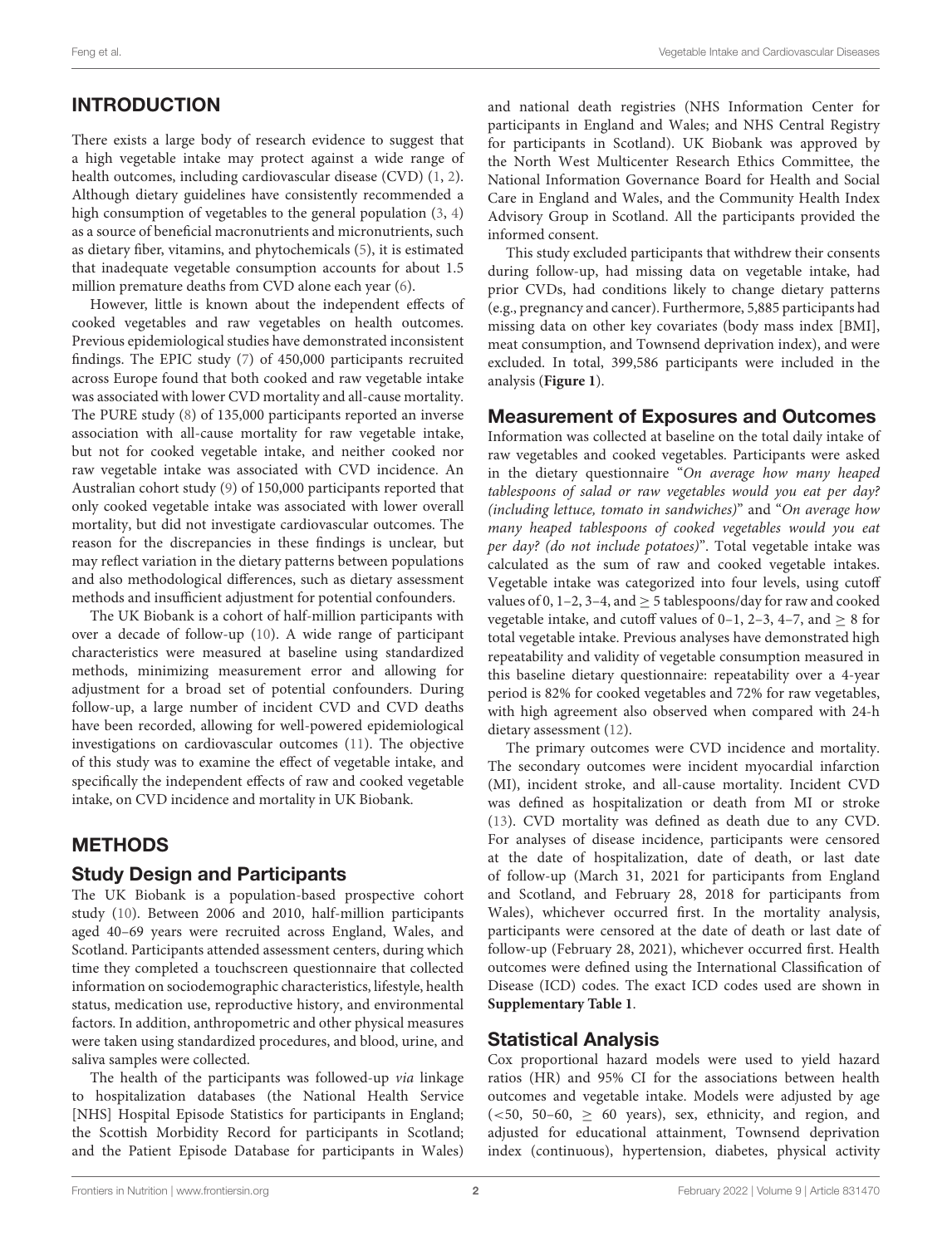## INTRODUCTION

There exists a large body of research evidence to suggest that a high vegetable intake may protect against a wide range of health outcomes, including cardiovascular disease (CVD) (1, 2). Although dietary guidelines have consistently recommended a high consumption of vegetables to the general population (3, 4) as a source of beneficial macronutrients and micronutrients, such as dietary fiber, vitamins, and phytochemicals (5), it is estimated that inadequate vegetable consumption accounts for about 1.5 million premature deaths from CVD alone each year (6).

However, little is known about the independent effects of cooked vegetables and raw vegetables on health outcomes. Previous epidemiological studies have demonstrated inconsistent findings. The EPIC study (7) of 450,000 participants recruited across Europe found that both cooked and raw vegetable intake was associated with lower CVD mortality and all-cause mortality. The PURE study (8) of 135,000 participants reported an inverse association with all-cause mortality for raw vegetable intake, but not for cooked vegetable intake, and neither cooked nor raw vegetable intake was associated with CVD incidence. An Australian cohort study (9) of 150,000 participants reported that only cooked vegetable intake was associated with lower overall mortality, but did not investigate cardiovascular outcomes. The reason for the discrepancies in these findings is unclear, but may reflect variation in the dietary patterns between populations and also methodological differences, such as dietary assessment methods and insufficient adjustment for potential confounders.

The UK Biobank is a cohort of half-million participants with over a decade of follow-up (10). A wide range of participant characteristics were measured at baseline using standardized methods, minimizing measurement error and allowing for adjustment for a broad set of potential confounders. During follow-up, a large number of incident CVD and CVD deaths have been recorded, allowing for well-powered epidemiological investigations on cardiovascular outcomes (11). The objective of this study was to examine the effect of vegetable intake, and specifically the independent effects of raw and cooked vegetable intake, on CVD incidence and mortality in UK Biobank.

## METHODS

### Study Design and Participants

The UK Biobank is a population-based prospective cohort study (10). Between 2006 and 2010, half-million participants aged 40–69 years were recruited across England, Wales, and Scotland. Participants attended assessment centers, during which time they completed a touchscreen questionnaire that collected information on sociodemographic characteristics, lifestyle, health status, medication use, reproductive history, and environmental factors. In addition, anthropometric and other physical measures were taken using standardized procedures, and blood, urine, and saliva samples were collected.

The health of the participants was followed-up *via* linkage to hospitalization databases (the National Health Service [NHS] Hospital Episode Statistics for participants in England; the Scottish Morbidity Record for participants in Scotland; and the Patient Episode Database for participants in Wales) and national death registries (NHS Information Center for participants in England and Wales; and NHS Central Registry for participants in Scotland). UK Biobank was approved by the North West Multicenter Research Ethics Committee, the National Information Governance Board for Health and Social Care in England and Wales, and the Community Health Index Advisory Group in Scotland. All the participants provided the informed consent.

This study excluded participants that withdrew their consents during follow-up, had missing data on vegetable intake, had prior CVDs, had conditions likely to change dietary patterns (e.g., pregnancy and cancer). Furthermore, 5,885 participants had missing data on other key covariates (body mass index [BMI], meat consumption, and Townsend deprivation index), and were excluded. In total, 399,586 participants were included in the analysis (**Figure 1**).

### Measurement of Exposures and Outcomes

Information was collected at baseline on the total daily intake of raw vegetables and cooked vegetables. Participants were asked in the dietary questionnaire "*On average how many heaped tablespoons of salad or raw vegetables would you eat per day? (including lettuce, tomato in sandwiches)*" and "*On average how many heaped tablespoons of cooked vegetables would you eat per day? (do not include potatoes)*". Total vegetable intake was calculated as the sum of raw and cooked vegetable intakes. Vegetable intake was categorized into four levels, using cutoff values of 0, 1–2, 3–4, and $\geq$ 5 tablespoons/day for raw and cooked vegetable intake, and cutoff values of 0–1, 2–3, 4–7, and $\geq$ 8 for total vegetable intake. Previous analyses have demonstrated high repeatability and validity of vegetable consumption measured in this baseline dietary questionnaire: repeatability over a 4-year period is 82% for cooked vegetables and 72% for raw vegetables, with high agreement also observed when compared with 24-h dietary assessment (12).

The primary outcomes were CVD incidence and mortality. The secondary outcomes were incident myocardial infarction (MI), incident stroke, and all-cause mortality. Incident CVD was defined as hospitalization or death from MI or stroke (13). CVD mortality was defined as death due to any CVD. For analyses of disease incidence, participants were censored at the date of hospitalization, date of death, or last date of follow-up (March 31, 2021 for participants from England and Scotland, and February 28, 2018 for participants from Wales), whichever occurred first. In the mortality analysis, participants were censored at the date of death or last date of follow-up (February 28, 2021), whichever occurred first. Health outcomes were defined using the International Classification of Disease (ICD) codes. The exact ICD codes used are shown in **Supplementary Table 1**.

### Statistical Analysis

Cox proportional hazard models were used to yield hazard ratios (HR) and 95% CI for the associations between health outcomes and vegetable intake. Models were adjusted by age (<50, 50–60, $\geq$ 60 years), sex, ethnicity, and region, and adjusted for educational attainment, Townsend deprivation index (continuous), hypertension, diabetes, physical activity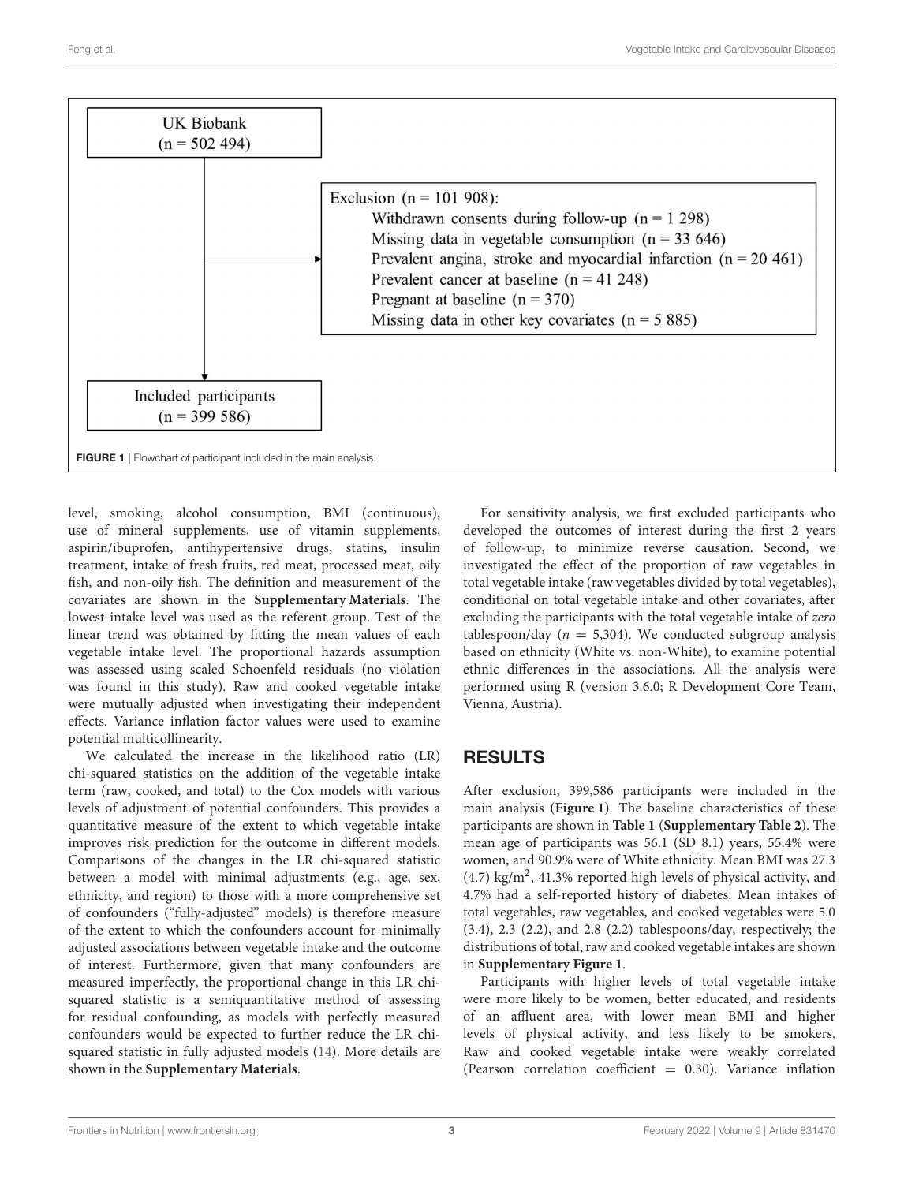UK Biobank
(n = 502 494)

Exclusion (n = 101 908):
- Withdrawn consents during follow-up (n = 1 298)
- Missing data in vegetable consumption (n = 33 646)
- Prevalent angina, stroke and myocardial infarction (n = 20 461)
- Prevalent cancer at baseline (n = 41 248)
- Pregnant at baseline (n = 370)
- Missing data in other key covariates (n = 5 885)

Included participants
(n = 399 586)

**FIGURE 1** | Flowchart of participant included in the main analysis.

level, smoking, alcohol consumption, BMI (continuous), use of mineral supplements, use of vitamin supplements, aspirin/ibuprofen, antihypertensive drugs, statins, insulin treatment, intake of fresh fruits, red meat, processed meat, oily fish, and non-oily fish. The definition and measurement of the covariates are shown in the **Supplementary Materials**. The lowest intake level was used as the referent group. Test of the linear trend was obtained by fitting the mean values of each vegetable intake level. The proportional hazards assumption was assessed using scaled Schoenfeld residuals (no violation was found in this study). Raw and cooked vegetable intake were mutually adjusted when investigating their independent effects. Variance inflation factor values were used to examine potential multicollinearity.

We calculated the increase in the likelihood ratio (LR) chi-squared statistics on the addition of the vegetable intake term (raw, cooked, and total) to the Cox models with various levels of adjustment of potential confounders. This provides a quantitative measure of the extent to which vegetable intake improves risk prediction for the outcome in different models. Comparisons of the changes in the LR chi-squared statistic between a model with minimal adjustments (e.g., age, sex, ethnicity, and region) to those with a more comprehensive set of confounders ("fully-adjusted" models) is therefore measure of the extent to which the confounders account for minimally adjusted associations between vegetable intake and the outcome of interest. Furthermore, given that many confounders are measured imperfectly, the proportional change in this LR chi-squared statistic is a semiquantitative method of assessing for residual confounding, as models with perfectly measured confounders would be expected to further reduce the LR chi-squared statistic in fully adjusted models (14). More details are shown in the **Supplementary Materials**.

For sensitivity analysis, we first excluded participants who developed the outcomes of interest during the first 2 years of follow-up, to minimize reverse causation. Second, we investigated the effect of the proportion of raw vegetables in total vegetable intake (raw vegetables divided by total vegetables), conditional on total vegetable intake and other covariates, after excluding the participants with the total vegetable intake of *zero* tablespoon/day ($n$ = 5,304). We conducted subgroup analysis based on ethnicity (White vs. non-White), to examine potential ethnic differences in the associations. All the analysis were performed using R (version 3.6.0; R Development Core Team, Vienna, Austria).

## RESULTS

After exclusion, 399,586 participants were included in the main analysis (**Figure 1**). The baseline characteristics of these participants are shown in **Table 1** (**Supplementary Table 2**). The mean age of participants was 56.1 (SD 8.1) years, 55.4% were women, and 90.9% were of White ethnicity. Mean BMI was 27.3 (4.7) kg/m$^2$, 41.3% reported high levels of physical activity, and 4.7% had a self-reported history of diabetes. Mean intakes of total vegetables, raw vegetables, and cooked vegetables were 5.0 (3.4), 2.3 (2.2), and 2.8 (2.2) tablespoons/day, respectively; the distributions of total, raw and cooked vegetable intakes are shown in **Supplementary Figure 1**.

Participants with higher levels of total vegetable intake were more likely to be women, better educated, and residents of an affluent area, with lower mean BMI and higher levels of physical activity, and less likely to be smokers. Raw and cooked vegetable intake were weakly correlated (Pearson correlation coefficient = 0.30). Variance inflation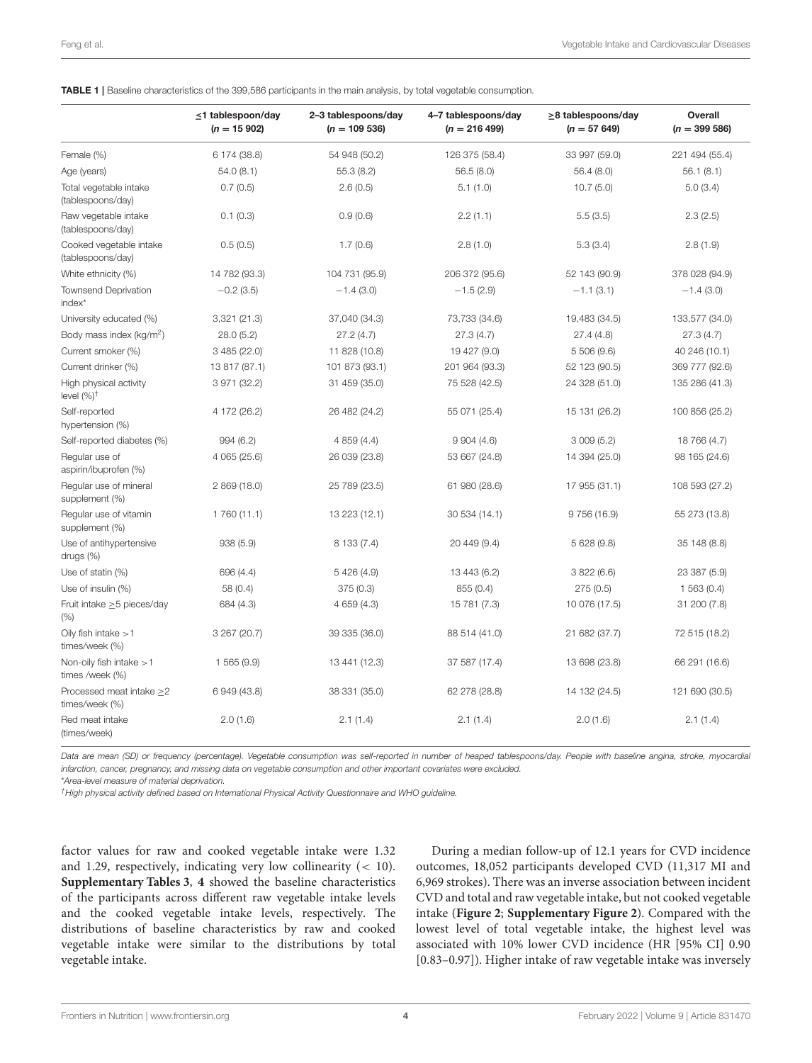**TABLE 1 |** Baseline characteristics of the 399,586 participants in the main analysis, by total vegetable consumption.

| | ≤1 tablespoon/day ($n$ = 15 902) | 2–3 tablespoons/day ($n$ = 109 536) | 4–7 tablespoons/day ($n$ = 216 499) | ≥8 tablespoons/day ($n$ = 57 649) | Overall ($n$ = 399 586) |
|---|---|---|---|---|---|
| Female (%) | 6 174 (38.8) | 54 948 (50.2) | 126 375 (58.4) | 33 997 (59.0) | 221 494 (55.4) |
| Age (years) | 54.0 (8.1) | 55.3 (8.2) | 56.5 (8.0) | 56.4 (8.0) | 56.1 (8.1) |
| Total vegetable intake (tablespoons/day) | 0.7 (0.5) | 2.6 (0.5) | 5.1 (1.0) | 10.7 (5.0) | 5.0 (3.4) |
| Raw vegetable intake (tablespoons/day) | 0.1 (0.3) | 0.9 (0.6) | 2.2 (1.1) | 5.5 (3.5) | 2.3 (2.5) |
| Cooked vegetable intake (tablespoons/day) | 0.5 (0.5) | 1.7 (0.6) | 2.8 (1.0) | 5.3 (3.4) | 2.8 (1.9) |
| White ethnicity (%) | 14 782 (93.3) | 104 731 (95.9) | 206 372 (95.6) | 52 143 (90.9) | 378 028 (94.9) |
| Townsend Deprivation index* | −0.2 (3.5) | −1.4 (3.0) | −1.5 (2.9) | −1.1 (3.1) | −1.4 (3.0) |
| University educated (%) | 3,321 (21.3) | 37,040 (34.3) | 73,733 (34.6) | 19,483 (34.5) | 133,577 (34.0) |
| Body mass index (kg/m$^2$) | 28.0 (5.2) | 27.2 (4.7) | 27.3 (4.7) | 27.4 (4.8) | 27.3 (4.7) |
| Current smoker (%) | 3 485 (22.0) | 11 828 (10.8) | 19 427 (9.0) | 5 506 (9.6) | 40 246 (10.1) |
| Current drinker (%) | 13 817 (87.1) | 101 873 (93.1) | 201 964 (93.3) | 52 123 (90.5) | 369 777 (92.6) |
| High physical activity level (%)$^{\dagger}$ | 3 971 (32.2) | 31 459 (35.0) | 75 528 (42.5) | 24 328 (51.0) | 135 286 (41.3) |
| Self-reported hypertension (%) | 4 172 (26.2) | 26 482 (24.2) | 55 071 (25.4) | 15 131 (26.2) | 100 856 (25.2) |
| Self-reported diabetes (%) | 994 (6.2) | 4 859 (4.4) | 9 904 (4.6) | 3 009 (5.2) | 18 766 (4.7) |
| Regular use of aspirin/ibuprofen (%) | 4 065 (25.6) | 26 039 (23.8) | 53 667 (24.8) | 14 394 (25.0) | 98 165 (24.6) |
| Regular use of mineral supplement (%) | 2 869 (18.0) | 25 789 (23.5) | 61 980 (28.6) | 17 955 (31.1) | 108 593 (27.2) |
| Regular use of vitamin supplement (%) | 1 760 (11.1) | 13 223 (12.1) | 30 534 (14.1) | 9 756 (16.9) | 55 273 (13.8) |
| Use of antihypertensive drugs (%) | 938 (5.9) | 8 133 (7.4) | 20 449 (9.4) | 5 628 (9.8) | 35 148 (8.8) |
| Use of statin (%) | 696 (4.4) | 5 426 (4.9) | 13 443 (6.2) | 3 822 (6.6) | 23 387 (5.9) |
| Use of insulin (%) | 58 (0.4) | 375 (0.3) | 855 (0.4) | 275 (0.5) | 1 563 (0.4) |
| Fruit intake ≥5 pieces/day (%) | 684 (4.3) | 4 659 (4.3) | 15 781 (7.3) | 10 076 (17.5) | 31 200 (7.8) |
| Oily fish intake >1 times/week (%) | 3 267 (20.7) | 39 335 (36.0) | 88 514 (41.0) | 21 682 (37.7) | 72 515 (18.2) |
| Non-oily fish intake >1 times /week (%) | 1 565 (9.9) | 13 441 (12.3) | 37 587 (17.4) | 13 698 (23.8) | 66 291 (16.6) |
| Processed meat intake ≥2 times/week (%) | 6 949 (43.8) | 38 331 (35.0) | 62 278 (28.8) | 14 132 (24.5) | 121 690 (30.5) |
| Red meat intake (times/week) | 2.0 (1.6) | 2.1 (1.4) | 2.1 (1.4) | 2.0 (1.6) | 2.1 (1.4) |

*Data are mean (SD) or frequency (percentage). Vegetable consumption was self-reported in number of heaped tablespoons/day. People with baseline angina, stroke, myocardial infarction, cancer, pregnancy, and missing data on vegetable consumption and other important covariates were excluded.*

*Area-level measure of material deprivation.*

$^{\dagger}$*High physical activity defined based on International Physical Activity Questionnaire and WHO guideline.*

factor values for raw and cooked vegetable intake were 1.32 and 1.29, respectively, indicating very low collinearity (< 10). **Supplementary Tables 3**, **4** showed the baseline characteristics of the participants across different raw vegetable intake levels and the cooked vegetable intake levels, respectively. The distributions of baseline characteristics by raw and cooked vegetable intake were similar to the distributions by total vegetable intake.

During a median follow-up of 12.1 years for CVD incidence outcomes, 18,052 participants developed CVD (11,317 MI and 6,969 strokes). There was an inverse association between incident CVD and total and raw vegetable intake, but not cooked vegetable intake (**Figure 2**; **Supplementary Figure 2**). Compared with the lowest level of total vegetable intake, the highest level was associated with 10% lower CVD incidence (HR [95% CI] 0.90 [0.83–0.97]). Higher intake of raw vegetable intake was inversely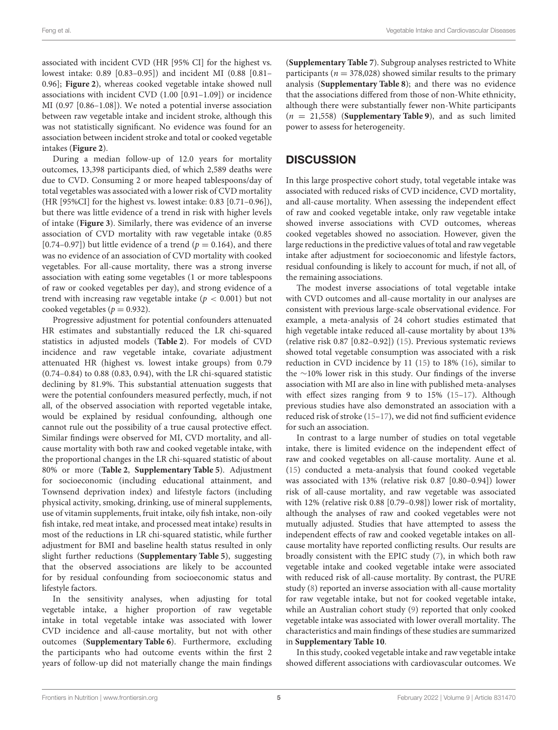associated with incident CVD (HR [95% CI] for the highest vs. lowest intake: 0.89 [0.83–0.95]) and incident MI (0.88 [0.81–0.96]; **Figure 2**), whereas cooked vegetable intake showed null associations with incident CVD (1.00 [0.91–1.09]) or incidence MI (0.97 [0.86–1.08]). We noted a potential inverse association between raw vegetable intake and incident stroke, although this was not statistically significant. No evidence was found for an association between incident stroke and total or cooked vegetable intakes (**Figure 2**).

During a median follow-up of 12.0 years for mortality outcomes, 13,398 participants died, of which 2,589 deaths were due to CVD. Consuming 2 or more heaped tablespoons/day of total vegetables was associated with a lower risk of CVD mortality (HR [95%CI] for the highest vs. lowest intake: 0.83 [0.71–0.96]), but there was little evidence of a trend in risk with higher levels of intake (**Figure 3**). Similarly, there was evidence of an inverse association of CVD mortality with raw vegetable intake (0.85 [0.74–0.97]) but little evidence of a trend ($p = 0.164$), and there was no evidence of an association of CVD mortality with cooked vegetables. For all-cause mortality, there was a strong inverse association with eating some vegetables (1 or more tablespoons of raw or cooked vegetables per day), and strong evidence of a trend with increasing raw vegetable intake ($p < 0.001$) but not cooked vegetables ($p = 0.932$).

Progressive adjustment for potential confounders attenuated HR estimates and substantially reduced the LR chi-squared statistics in adjusted models (**Table 2**). For models of CVD incidence and raw vegetable intake, covariate adjustment attenuated HR (highest vs. lowest intake groups) from 0.79 (0.74–0.84) to 0.88 (0.83, 0.94), with the LR chi-squared statistic declining by 81.9%. This substantial attenuation suggests that were the potential confounders measured perfectly, much, if not all, of the observed association with reported vegetable intake, would be explained by residual confounding, although one cannot rule out the possibility of a true causal protective effect. Similar findings were observed for MI, CVD mortality, and all-cause mortality with both raw and cooked vegetable intake, with the proportional changes in the LR chi-squared statistic of about 80% or more (**Table 2**, **Supplementary Table 5**). Adjustment for socioeconomic (including educational attainment, and Townsend deprivation index) and lifestyle factors (including physical activity, smoking, drinking, use of mineral supplements, use of vitamin supplements, fruit intake, oily fish intake, non-oily fish intake, red meat intake, and processed meat intake) results in most of the reductions in LR chi-squared statistic, while further adjustment for BMI and baseline health status resulted in only slight further reductions (**Supplementary Table 5**), suggesting that the observed associations are likely to be accounted for by residual confounding from socioeconomic status and lifestyle factors.

In the sensitivity analyses, when adjusting for total vegetable intake, a higher proportion of raw vegetable intake in total vegetable intake was associated with lower CVD incidence and all-cause mortality, but not with other outcomes (**Supplementary Table 6**). Furthermore, excluding the participants who had outcome events within the first 2 years of follow-up did not materially change the main findings (**Supplementary Table 7**). Subgroup analyses restricted to White participants ($n = 378,028$) showed similar results to the primary analysis (**Supplementary Table 8**); and there was no evidence that the associations differed from those of non-White ethnicity, although there were substantially fewer non-White participants ($n = 21,558$) (**Supplementary Table 9**), and as such limited power to assess for heterogeneity.

## DISCUSSION

In this large prospective cohort study, total vegetable intake was associated with reduced risks of CVD incidence, CVD mortality, and all-cause mortality. When assessing the independent effect of raw and cooked vegetable intake, only raw vegetable intake showed inverse associations with CVD outcomes, whereas cooked vegetables showed no association. However, given the large reductions in the predictive values of total and raw vegetable intake after adjustment for socioeconomic and lifestyle factors, residual confounding is likely to account for much, if not all, of the remaining associations.

The modest inverse associations of total vegetable intake with CVD outcomes and all-cause mortality in our analyses are consistent with previous large-scale observational evidence. For example, a meta-analysis of 24 cohort studies estimated that high vegetable intake reduced all-cause mortality by about 13% (relative risk 0.87 [0.82–0.92]) (15). Previous systematic reviews showed total vegetable consumption was associated with a risk reduction in CVD incidence by 11 (15) to 18% (16), similar to the ~10% lower risk in this study. Our findings of the inverse association with MI are also in line with published meta-analyses with effect sizes ranging from 9 to 15% (15–17). Although previous studies have also demonstrated an association with a reduced risk of stroke (15–17), we did not find sufficient evidence for such an association.

In contrast to a large number of studies on total vegetable intake, there is limited evidence on the independent effect of raw and cooked vegetables on all-cause mortality. Aune et al. (15) conducted a meta-analysis that found cooked vegetable was associated with 13% (relative risk 0.87 [0.80–0.94]) lower risk of all-cause mortality, and raw vegetable was associated with 12% (relative risk 0.88 [0.79–0.98]) lower risk of mortality, although the analyses of raw and cooked vegetables were not mutually adjusted. Studies that have attempted to assess the independent effects of raw and cooked vegetable intakes on all-cause mortality have reported conflicting results. Our results are broadly consistent with the EPIC study (7), in which both raw vegetable intake and cooked vegetable intake were associated with reduced risk of all-cause mortality. By contrast, the PURE study (8) reported an inverse association with all-cause mortality for raw vegetable intake, but not for cooked vegetable intake, while an Australian cohort study (9) reported that only cooked vegetable intake was associated with lower overall mortality. The characteristics and main findings of these studies are summarized in **Supplementary Table 10**.

In this study, cooked vegetable intake and raw vegetable intake showed different associations with cardiovascular outcomes. We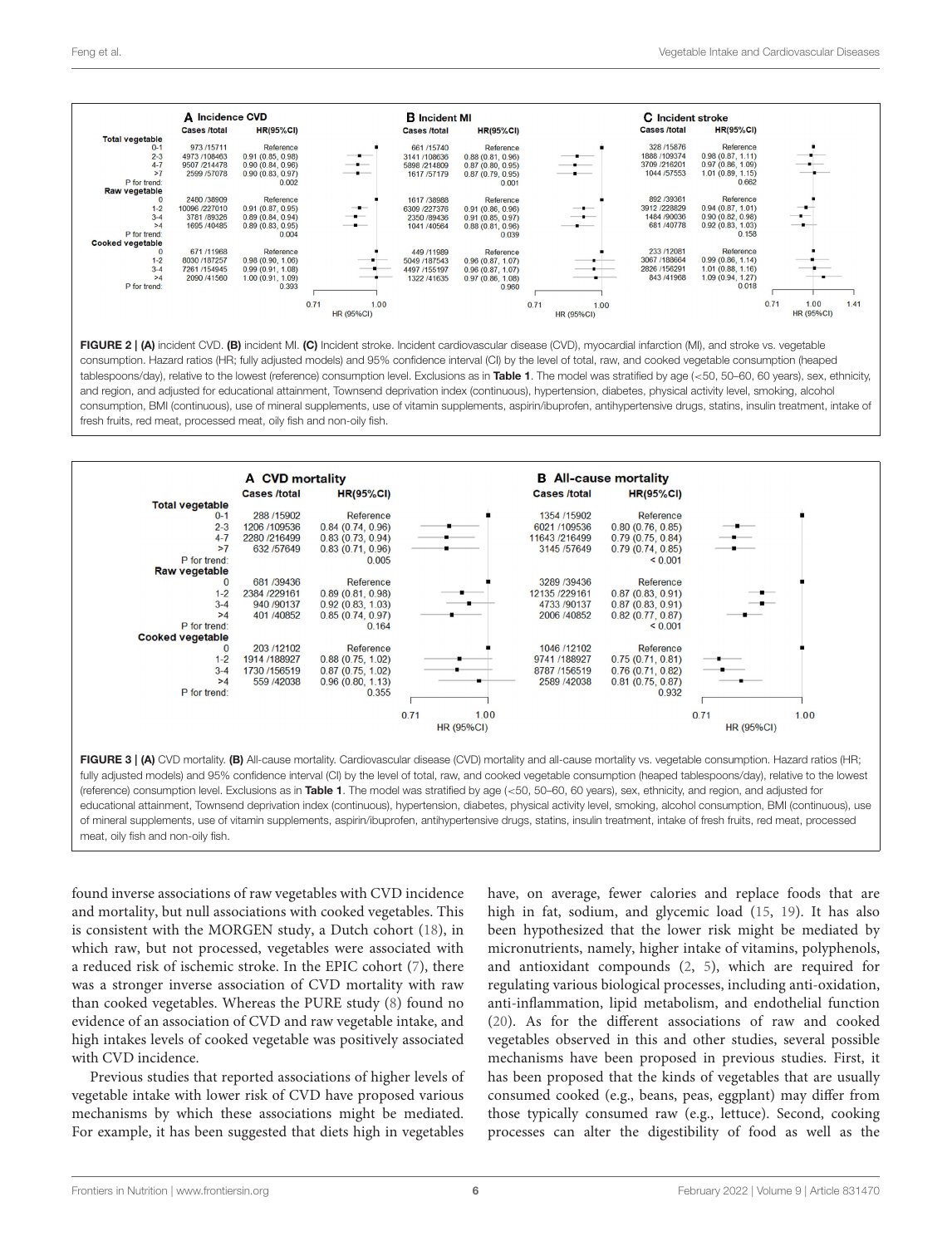**A** Incidence CVD

| | Cases /total | HR(95%CI) |
|---|---|---|
| **Total vegetable** | | |
| 0-1 | 973 /15711 | Reference |
| 2-3 | 4973 /108463 | 0.91 (0.85, 0.98) |
| 4-7 | 9507 /214478 | 0.90 (0.84, 0.96) |
| >7 | 2599 /57078 | 0.90 (0.83, 0.97) |
| P for trend: | | 0.002 |
| **Raw vegetable** | | |
| 0 | 2480 /38909 | Reference |
| 1-2 | 10096 /227010 | 0.91 (0.87, 0.95) |
| 3-4 | 3781 /89326 | 0.89 (0.84, 0.94) |
| >4 | 1695 /40485 | 0.89 (0.83, 0.95) |
| P for trend: | | 0.004 |
| **Cooked vegetable** | | |
| 0 | 671 /11968 | Reference |
| 1-2 | 8030 /187257 | 0.98 (0.90, 1.06) |
| 3-4 | 7261 /154945 | 0.99 (0.91, 1.08) |
| >4 | 2090 /41560 | 1.00 (0.91, 1.09) |
| P for trend: | | 0.393 |

**B** Incident MI

| | Cases /total | HR(95%CI) |
|---|---|---|
| **Total vegetable** | | |
| 0-1 | 661 /15740 | Reference |
| 2-3 | 3141 /108636 | 0.88 (0.81, 0.96) |
| 4-7 | 5898 /214809 | 0.87 (0.80, 0.95) |
| >7 | 1617 /57179 | 0.87 (0.79, 0.95) |
| P for trend: | | 0.001 |
| **Raw vegetable** | | |
| 0 | 1617 /38988 | Reference |
| 1-2 | 6309 /227378 | 0.91 (0.86, 0.96) |
| 3-4 | 2350 /89436 | 0.91 (0.85, 0.97) |
| >4 | 1041 /40564 | 0.88 (0.81, 0.96) |
| P for trend: | | 0.039 |
| **Cooked vegetable** | | |
| 0 | 449 /11989 | Reference |
| 1-2 | 5049 /187543 | 0.96 (0.87, 1.07) |
| 3-4 | 4497 /155197 | 0.96 (0.87, 1.07) |
| >4 | 1322 /41635 | 0.97 (0.86, 1.08) |
| P for trend: | | 0.960 |

**C** Incident stroke

| | Cases /total | HR(95%CI) |
|---|---|---|
| **Total vegetable** | | |
| 0-1 | 328 /15876 | Reference |
| 2-3 | 1888 /109374 | 0.98 (0.87, 1.11) |
| 4-7 | 3709 /216201 | 0.97 (0.86, 1.09) |
| >7 | 1044 /57553 | 1.01 (0.89, 1.15) |
| P for trend: | | 0.662 |
| **Raw vegetable** | | |
| 0 | 892 /39361 | Reference |
| 1-2 | 3912 /228829 | 0.94 (0.87, 1.01) |
| 3-4 | 1484 /90036 | 0.90 (0.82, 0.98) |
| >4 | 681 /40778 | 0.92 (0.83, 1.03) |
| P for trend: | | 0.158 |
| **Cooked vegetable** | | |
| 0 | 233 /12081 | Reference |
| 1-2 | 3067 /188664 | 0.99 (0.86, 1.14) |
| 3-4 | 2826 /156291 | 1.01 (0.88, 1.16) |
| >4 | 843 /41968 | 1.09 (0.94, 1.27) |
| P for trend: | | 0.018 |

**FIGURE 2 | (A)** incident CVD. **(B)** incident MI. **(C)** Incident stroke. Incident cardiovascular disease (CVD), myocardial infarction (MI), and stroke vs. vegetable consumption. Hazard ratios (HR; fully adjusted models) and 95% confidence interval (CI) by the level of total, raw, and cooked vegetable consumption (heaped tablespoons/day), relative to the lowest (reference) consumption level. Exclusions as in **Table 1**. The model was stratified by age (<50, 50–60, 60 years), sex, ethnicity, and region, and adjusted for educational attainment, Townsend deprivation index (continuous), hypertension, diabetes, physical activity level, smoking, alcohol consumption, BMI (continuous), use of mineral supplements, use of vitamin supplements, aspirin/ibuprofen, antihypertensive drugs, statins, insulin treatment, intake of fresh fruits, red meat, processed meat, oily fish and non-oily fish.

**A** CVD mortality

| | Cases /total | HR(95%CI) |
|---|---|---|
| **Total vegetable** | | |
| 0-1 | 288 /15902 | Reference |
| 2-3 | 1206 /109536 | 0.84 (0.74, 0.96) |
| 4-7 | 2280 /216499 | 0.83 (0.73, 0.94) |
| >7 | 632 /57649 | 0.83 (0.71, 0.96) |
| P for trend: | | 0.005 |
| **Raw vegetable** | | |
| 0 | 681 /39436 | Reference |
| 1-2 | 2384 /229161 | 0.89 (0.81, 0.98) |
| 3-4 | 940 /90137 | 0.92 (0.83, 1.03) |
| >4 | 401 /40852 | 0.85 (0.74, 0.97) |
| P for trend: | | 0.164 |
| **Cooked vegetable** | | |
| 0 | 203 /12102 | Reference |
| 1-2 | 1914 /188927 | 0.88 (0.75, 1.02) |
| 3-4 | 1730 /156519 | 0.87 (0.75, 1.02) |
| >4 | 559 /42038 | 0.96 (0.80, 1.13) |
| P for trend: | | 0.355 |

**B** All-cause mortality

| | Cases /total | HR(95%CI) |
|---|---|---|
| **Total vegetable** | | |
| 0-1 | 1354 /15902 | Reference |
| 2-3 | 6021 /109536 | 0.80 (0.76, 0.85) |
| 4-7 | 11643 /216499 | 0.79 (0.75, 0.84) |
| >7 | 3145 /57649 | 0.79 (0.74, 0.85) |
| P for trend: | | < 0.001 |
| **Raw vegetable** | | |
| 0 | 3289 /39436 | Reference |
| 1-2 | 12135 /229161 | 0.87 (0.83, 0.91) |
| 3-4 | 4733 /90137 | 0.87 (0.83, 0.91) |
| >4 | 2006 /40852 | 0.82 (0.77, 0.87) |
| P for trend: | | < 0.001 |
| **Cooked vegetable** | | |
| 0 | 1046 /12102 | Reference |
| 1-2 | 9741 /188927 | 0.75 (0.71, 0.81) |
| 3-4 | 8787 /156519 | 0.76 (0.71, 0.82) |
| >4 | 2589 /42038 | 0.81 (0.75, 0.87) |
| P for trend: | | 0.932 |

**FIGURE 3 | (A)** CVD mortality. **(B)** All-cause mortality. Cardiovascular disease (CVD) mortality and all-cause mortality vs. vegetable consumption. Hazard ratios (HR; fully adjusted models) and 95% confidence interval (CI) by the level of total, raw, and cooked vegetable consumption (heaped tablespoons/day), relative to the lowest (reference) consumption level. Exclusions as in **Table 1**. The model was stratified by age (<50, 50–60, 60 years), sex, ethnicity, and region, and adjusted for educational attainment, Townsend deprivation index (continuous), hypertension, diabetes, physical activity level, smoking, alcohol consumption, BMI (continuous), use of mineral supplements, use of vitamin supplements, aspirin/ibuprofen, antihypertensive drugs, statins, insulin treatment, intake of fresh fruits, red meat, processed meat, oily fish and non-oily fish.

found inverse associations of raw vegetables with CVD incidence and mortality, but null associations with cooked vegetables. This is consistent with the MORGEN study, a Dutch cohort (18), in which raw, but not processed, vegetables were associated with a reduced risk of ischemic stroke. In the EPIC cohort (7), there was a stronger inverse association of CVD mortality with raw than cooked vegetables. Whereas the PURE study (8) found no evidence of an association of CVD and raw vegetable intake, and high intakes levels of cooked vegetable was positively associated with CVD incidence.

Previous studies that reported associations of higher levels of vegetable intake with lower risk of CVD have proposed various mechanisms by which these associations might be mediated. For example, it has been suggested that diets high in vegetables have, on average, fewer calories and replace foods that are high in fat, sodium, and glycemic load (15, 19). It has also been hypothesized that the lower risk might be mediated by micronutrients, namely, higher intake of vitamins, polyphenols, and antioxidant compounds (2, 5), which are required for regulating various biological processes, including anti-oxidation, anti-inflammation, lipid metabolism, and endothelial function (20). As for the different associations of raw and cooked vegetables observed in this and other studies, several possible mechanisms have been proposed in previous studies. First, it has been proposed that the kinds of vegetables that are usually consumed cooked (e.g., beans, peas, eggplant) may differ from those typically consumed raw (e.g., lettuce). Second, cooking processes can alter the digestibility of food as well as the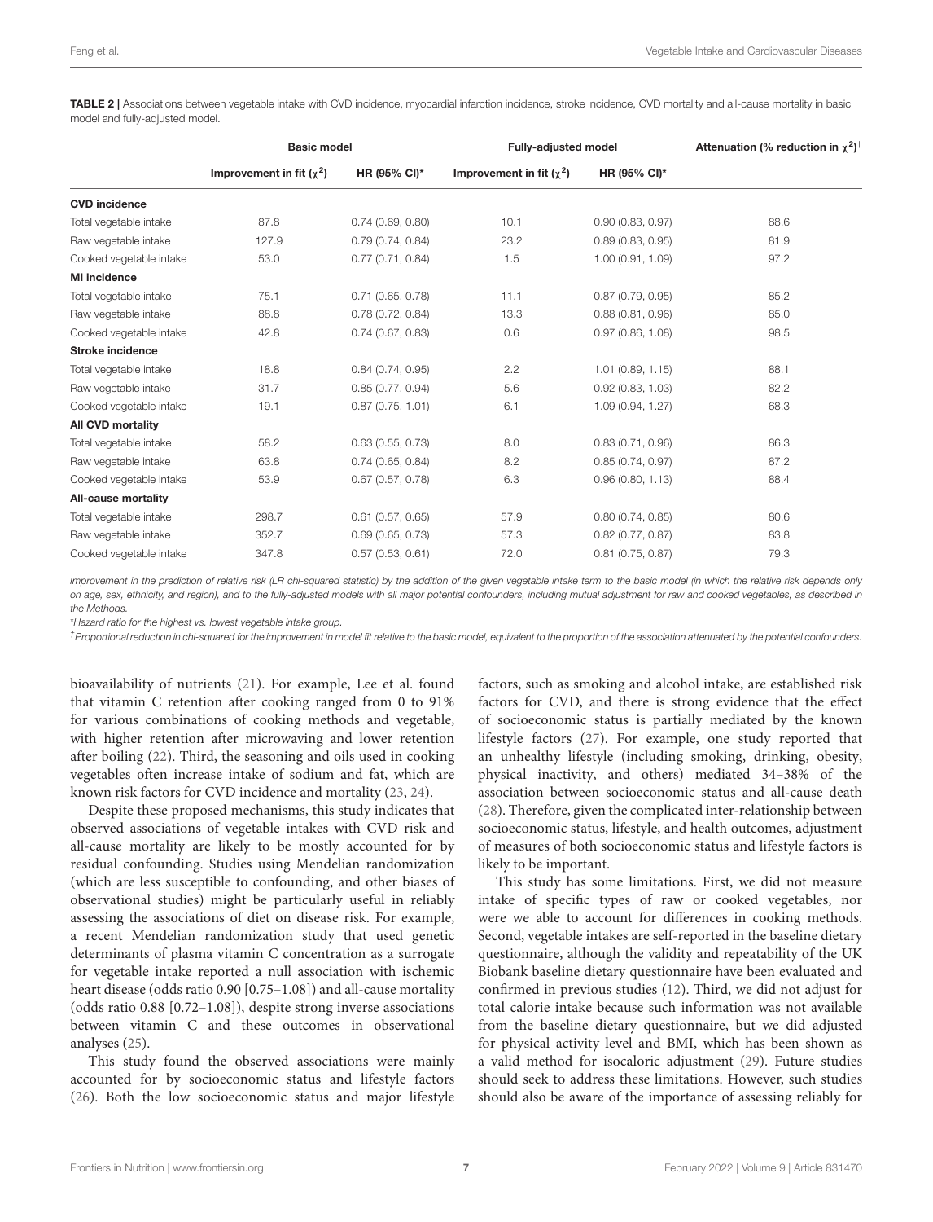**TABLE 2 |** Associations between vegetable intake with CVD incidence, myocardial infarction incidence, stroke incidence, CVD mortality and all-cause mortality in basic model and fully-adjusted model.

| | Basic model | | Fully-adjusted model | | Attenuation (% reduction in $\chi^2$)[†] |
|---|---|---|---|---|---|
| | Improvement in fit ($\chi^2$) | HR (95% CI)* | Improvement in fit ($\chi^2$) | HR (95% CI)* | |
| **CVD incidence** | | | | | |
| Total vegetable intake | 87.8 | 0.74 (0.69, 0.80) | 10.1 | 0.90 (0.83, 0.97) | 88.6 |
| Raw vegetable intake | 127.9 | 0.79 (0.74, 0.84) | 23.2 | 0.89 (0.83, 0.95) | 81.9 |
| Cooked vegetable intake | 53.0 | 0.77 (0.71, 0.84) | 1.5 | 1.00 (0.91, 1.09) | 97.2 |
| **MI incidence** | | | | | |
| Total vegetable intake | 75.1 | 0.71 (0.65, 0.78) | 11.1 | 0.87 (0.79, 0.95) | 85.2 |
| Raw vegetable intake | 88.8 | 0.78 (0.72, 0.84) | 13.3 | 0.88 (0.81, 0.96) | 85.0 |
| Cooked vegetable intake | 42.8 | 0.74 (0.67, 0.83) | 0.6 | 0.97 (0.86, 1.08) | 98.5 |
| **Stroke incidence** | | | | | |
| Total vegetable intake | 18.8 | 0.84 (0.74, 0.95) | 2.2 | 1.01 (0.89, 1.15) | 88.1 |
| Raw vegetable intake | 31.7 | 0.85 (0.77, 0.94) | 5.6 | 0.92 (0.83, 1.03) | 82.2 |
| Cooked vegetable intake | 19.1 | 0.87 (0.75, 1.01) | 6.1 | 1.09 (0.94, 1.27) | 68.3 |
| **All CVD mortality** | | | | | |
| Total vegetable intake | 58.2 | 0.63 (0.55, 0.73) | 8.0 | 0.83 (0.71, 0.96) | 86.3 |
| Raw vegetable intake | 63.8 | 0.74 (0.65, 0.84) | 8.2 | 0.85 (0.74, 0.97) | 87.2 |
| Cooked vegetable intake | 53.9 | 0.67 (0.57, 0.78) | 6.3 | 0.96 (0.80, 1.13) | 88.4 |
| **All-cause mortality** | | | | | |
| Total vegetable intake | 298.7 | 0.61 (0.57, 0.65) | 57.9 | 0.80 (0.74, 0.85) | 80.6 |
| Raw vegetable intake | 352.7 | 0.69 (0.65, 0.73) | 57.3 | 0.82 (0.77, 0.87) | 83.8 |
| Cooked vegetable intake | 347.8 | 0.57 (0.53, 0.61) | 72.0 | 0.81 (0.75, 0.87) | 79.3 |

*Improvement in the prediction of relative risk (LR chi-squared statistic) by the addition of the given vegetable intake term to the basic model (in which the relative risk depends only on age, sex, ethnicity, and region), and to the fully-adjusted models with all major potential confounders, including mutual adjustment for raw and cooked vegetables, as described in the Methods.*

*Hazard ratio for the highest vs. lowest vegetable intake group.

[†]*Proportional reduction in chi-squared for the improvement in model fit relative to the basic model, equivalent to the proportion of the association attenuated by the potential confounders.*

bioavailability of nutrients (21). For example, Lee et al. found that vitamin C retention after cooking ranged from 0 to 91% for various combinations of cooking methods and vegetable, with higher retention after microwaving and lower retention after boiling (22). Third, the seasoning and oils used in cooking vegetables often increase intake of sodium and fat, which are known risk factors for CVD incidence and mortality (23, 24).

Despite these proposed mechanisms, this study indicates that observed associations of vegetable intakes with CVD risk and all-cause mortality are likely to be mostly accounted for by residual confounding. Studies using Mendelian randomization (which are less susceptible to confounding, and other biases of observational studies) might be particularly useful in reliably assessing the associations of diet on disease risk. For example, a recent Mendelian randomization study that used genetic determinants of plasma vitamin C concentration as a surrogate for vegetable intake reported a null association with ischemic heart disease (odds ratio 0.90 [0.75–1.08]) and all-cause mortality (odds ratio 0.88 [0.72–1.08]), despite strong inverse associations between vitamin C and these outcomes in observational analyses (25).

This study found the observed associations were mainly accounted for by socioeconomic status and lifestyle factors (26). Both the low socioeconomic status and major lifestyle factors, such as smoking and alcohol intake, are established risk factors for CVD, and there is strong evidence that the effect of socioeconomic status is partially mediated by the known lifestyle factors (27). For example, one study reported that an unhealthy lifestyle (including smoking, drinking, obesity, physical inactivity, and others) mediated 34–38% of the association between socioeconomic status and all-cause death (28). Therefore, given the complicated inter-relationship between socioeconomic status, lifestyle, and health outcomes, adjustment of measures of both socioeconomic status and lifestyle factors is likely to be important.

This study has some limitations. First, we did not measure intake of specific types of raw or cooked vegetables, nor were we able to account for differences in cooking methods. Second, vegetable intakes are self-reported in the baseline dietary questionnaire, although the validity and repeatability of the UK Biobank baseline dietary questionnaire have been evaluated and confirmed in previous studies (12). Third, we did not adjust for total calorie intake because such information was not available from the baseline dietary questionnaire, but we did adjusted for physical activity level and BMI, which has been shown as a valid method for isocaloric adjustment (29). Future studies should seek to address these limitations. However, such studies should also be aware of the importance of assessing reliably for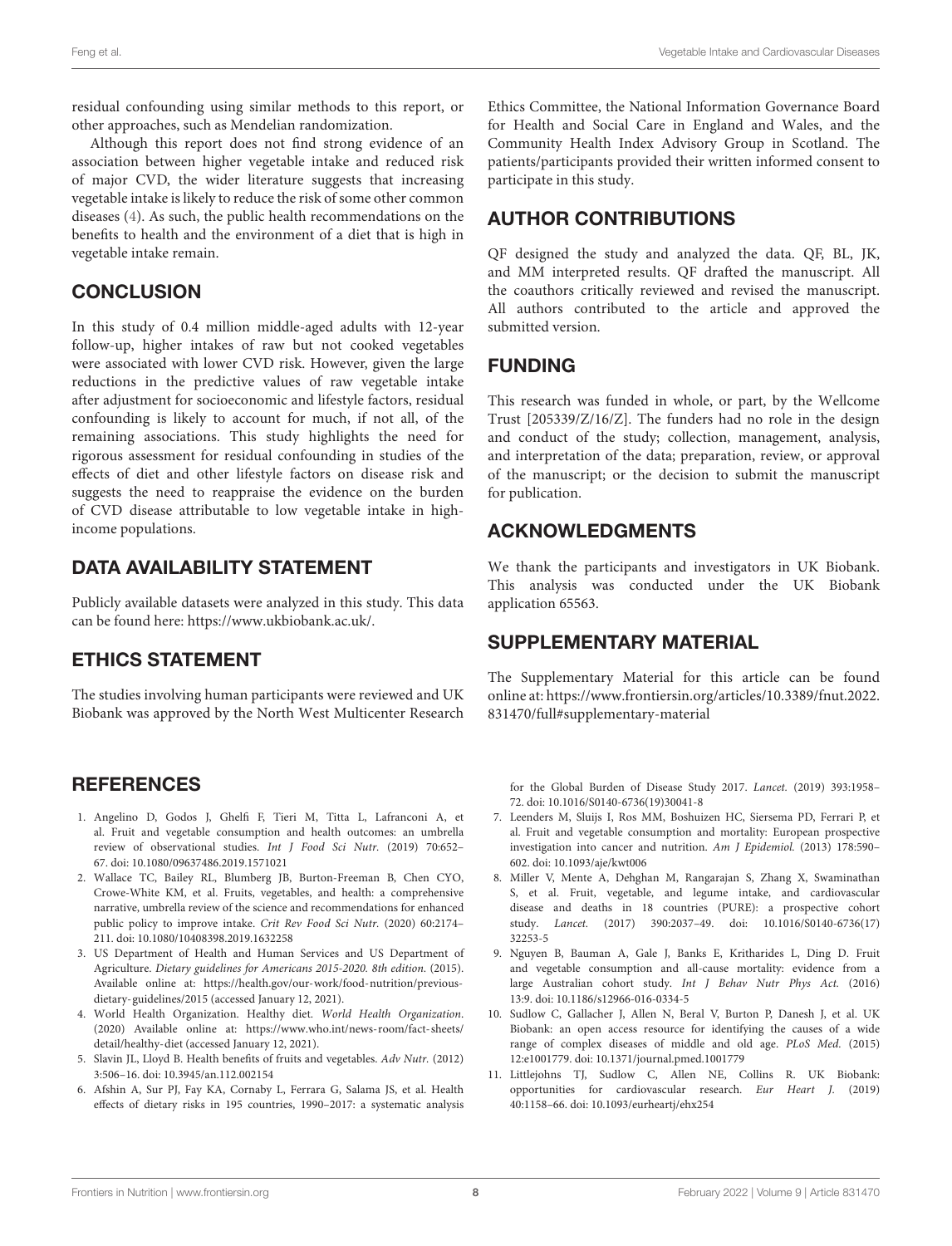residual confounding using similar methods to this report, or other approaches, such as Mendelian randomization.

Although this report does not find strong evidence of an association between higher vegetable intake and reduced risk of major CVD, the wider literature suggests that increasing vegetable intake is likely to reduce the risk of some other common diseases (4). As such, the public health recommendations on the benefits to health and the environment of a diet that is high in vegetable intake remain.

## CONCLUSION

In this study of 0.4 million middle-aged adults with 12-year follow-up, higher intakes of raw but not cooked vegetables were associated with lower CVD risk. However, given the large reductions in the predictive values of raw vegetable intake after adjustment for socioeconomic and lifestyle factors, residual confounding is likely to account for much, if not all, of the remaining associations. This study highlights the need for rigorous assessment for residual confounding in studies of the effects of diet and other lifestyle factors on disease risk and suggests the need to reappraise the evidence on the burden of CVD disease attributable to low vegetable intake in high-income populations.

## DATA AVAILABILITY STATEMENT

Publicly available datasets were analyzed in this study. This data can be found here: https://www.ukbiobank.ac.uk/.

## ETHICS STATEMENT

The studies involving human participants were reviewed and UK Biobank was approved by the North West Multicenter Research Ethics Committee, the National Information Governance Board for Health and Social Care in England and Wales, and the Community Health Index Advisory Group in Scotland. The patients/participants provided their written informed consent to participate in this study.

## AUTHOR CONTRIBUTIONS

QF designed the study and analyzed the data. QF, BL, JK, and MM interpreted results. QF drafted the manuscript. All the coauthors critically reviewed and revised the manuscript. All authors contributed to the article and approved the submitted version.

## FUNDING

This research was funded in whole, or part, by the Wellcome Trust [205339/Z/16/Z]. The funders had no role in the design and conduct of the study; collection, management, analysis, and interpretation of the data; preparation, review, or approval of the manuscript; or the decision to submit the manuscript for publication.

## ACKNOWLEDGMENTS

We thank the participants and investigators in UK Biobank. This analysis was conducted under the UK Biobank application 65563.

## SUPPLEMENTARY MATERIAL

The Supplementary Material for this article can be found online at: https://www.frontiersin.org/articles/10.3389/fnut.2022.831470/full#supplementary-material

## REFERENCES

1. Angelino D, Godos J, Ghelfi F, Tieri M, Titta L, Lafranconi A, et al. Fruit and vegetable consumption and health outcomes: an umbrella review of observational studies. *Int J Food Sci Nutr.* (2019) 70:652–67. doi: 10.1080/09637486.2019.1571021
2. Wallace TC, Bailey RL, Blumberg JB, Burton-Freeman B, Chen CYO, Crowe-White KM, et al. Fruits, vegetables, and health: a comprehensive narrative, umbrella review of the science and recommendations for enhanced public policy to improve intake. *Crit Rev Food Sci Nutr.* (2020) 60:2174–211. doi: 10.1080/10408398.2019.1632258
3. US Department of Health and Human Services and US Department of Agriculture. *Dietary guidelines for Americans 2015-2020. 8th edition.* (2015). Available online at: https://health.gov/our-work/food-nutrition/previous-dietary-guidelines/2015 (accessed January 12, 2021).
4. World Health Organization. Healthy diet. *World Health Organization*. (2020) Available online at: https://www.who.int/news-room/fact-sheets/detail/healthy-diet (accessed January 12, 2021).
5. Slavin JL, Lloyd B. Health benefits of fruits and vegetables. *Adv Nutr.* (2012) 3:506–16. doi: 10.3945/an.112.002154
6. Afshin A, Sur PJ, Fay KA, Cornaby L, Ferrara G, Salama JS, et al. Health effects of dietary risks in 195 countries, 1990–2017: a systematic analysis for the Global Burden of Disease Study 2017. *Lancet.* (2019) 393:1958–72. doi: 10.1016/S0140-6736(19)30041-8
7. Leenders M, Sluijs I, Ros MM, Boshuizen HC, Siersema PD, Ferrari P, et al. Fruit and vegetable consumption and mortality: European prospective investigation into cancer and nutrition. *Am J Epidemiol.* (2013) 178:590–602. doi: 10.1093/aje/kwt006
8. Miller V, Mente A, Dehghan M, Rangarajan S, Zhang X, Swaminathan S, et al. Fruit, vegetable, and legume intake, and cardiovascular disease and deaths in 18 countries (PURE): a prospective cohort study. *Lancet.* (2017) 390:2037–49. doi: 10.1016/S0140-6736(17)32253-5
9. Nguyen B, Bauman A, Gale J, Banks E, Kritharides L, Ding D. Fruit and vegetable consumption and all-cause mortality: evidence from a large Australian cohort study. *Int J Behav Nutr Phys Act.* (2016) 13:9. doi: 10.1186/s12966-016-0334-5
10. Sudlow C, Gallacher J, Allen N, Beral V, Burton P, Danesh J, et al. UK Biobank: an open access resource for identifying the causes of a wide range of complex diseases of middle and old age. *PLoS Med.* (2015) 12:e1001779. doi: 10.1371/journal.pmed.1001779
11. Littlejohns TJ, Sudlow C, Allen NE, Collins R. UK Biobank: opportunities for cardiovascular research. *Eur Heart J.* (2019) 40:1158–66. doi: 10.1093/eurheartj/ehx254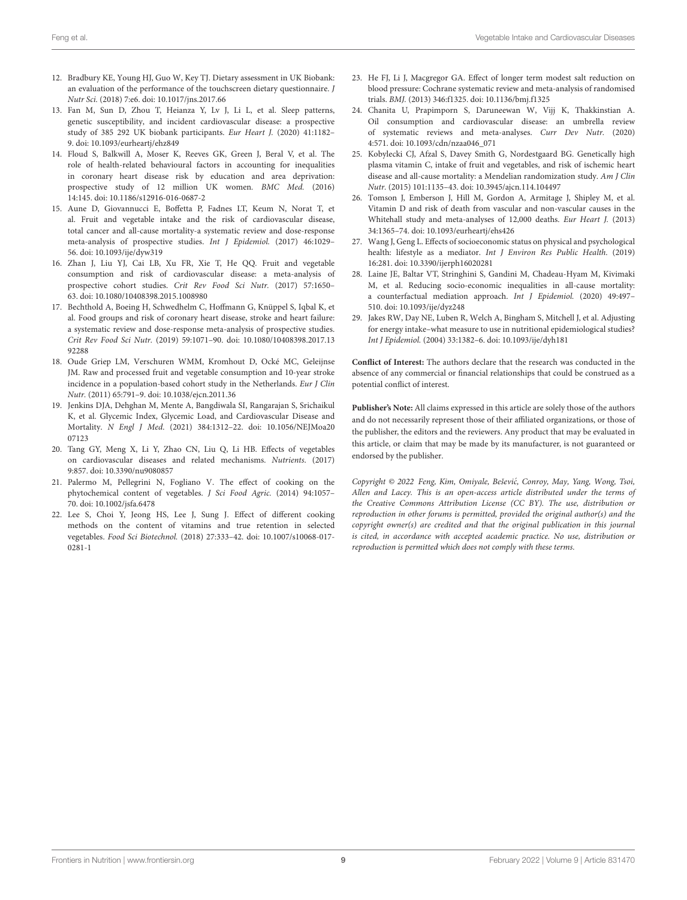12. Bradbury KE, Young HJ, Guo W, Key TJ. Dietary assessment in UK Biobank: an evaluation of the performance of the touchscreen dietary questionnaire. *J Nutr Sci.* (2018) 7:e6. doi: 10.1017/jns.2017.66
13. Fan M, Sun D, Zhou T, Heianza Y, Lv J, Li L, et al. Sleep patterns, genetic susceptibility, and incident cardiovascular disease: a prospective study of 385 292 UK biobank participants. *Eur Heart J.* (2020) 41:1182–9. doi: 10.1093/eurheartj/ehz849
14. Floud S, Balkwill A, Moser K, Reeves GK, Green J, Beral V, et al. The role of health-related behavioural factors in accounting for inequalities in coronary heart disease risk by education and area deprivation: prospective study of 12 million UK women. *BMC Med.* (2016) 14:145. doi: 10.1186/s12916-016-0687-2
15. Aune D, Giovannucci E, Boffetta P, Fadnes LT, Keum N, Norat T, et al. Fruit and vegetable intake and the risk of cardiovascular disease, total cancer and all-cause mortality-a systematic review and dose-response meta-analysis of prospective studies. *Int J Epidemiol.* (2017) 46:1029–56. doi: 10.1093/ije/dyw319
16. Zhan J, Liu YJ, Cai LB, Xu FR, Xie T, He QQ. Fruit and vegetable consumption and risk of cardiovascular disease: a meta-analysis of prospective cohort studies. *Crit Rev Food Sci Nutr.* (2017) 57:1650–63. doi: 10.1080/10408398.2015.1008980
17. Bechthold A, Boeing H, Schwedhelm C, Hoffmann G, Knüppel S, Iqbal K, et al. Food groups and risk of coronary heart disease, stroke and heart failure: a systematic review and dose-response meta-analysis of prospective studies. *Crit Rev Food Sci Nutr.* (2019) 59:1071–90. doi: 10.1080/10408398.2017.1392288
18. Oude Griep LM, Verschuren WMM, Kromhout D, Ocké MC, Geleijnse JM. Raw and processed fruit and vegetable consumption and 10-year stroke incidence in a population-based cohort study in the Netherlands. *Eur J Clin Nutr.* (2011) 65:791–9. doi: 10.1038/ejcn.2011.36
19. Jenkins DJA, Dehghan M, Mente A, Bangdiwala SI, Rangarajan S, Srichaikul K, et al. Glycemic Index, Glycemic Load, and Cardiovascular Disease and Mortality. *N Engl J Med.* (2021) 384:1312–22. doi: 10.1056/NEJMoa2007123
20. Tang GY, Meng X, Li Y, Zhao CN, Liu Q, Li HB. Effects of vegetables on cardiovascular diseases and related mechanisms. *Nutrients.* (2017) 9:857. doi: 10.3390/nu9080857
21. Palermo M, Pellegrini N, Fogliano V. The effect of cooking on the phytochemical content of vegetables. *J Sci Food Agric.* (2014) 94:1057–70. doi: 10.1002/jsfa.6478
22. Lee S, Choi Y, Jeong HS, Lee J, Sung J. Effect of different cooking methods on the content of vitamins and true retention in selected vegetables. *Food Sci Biotechnol.* (2018) 27:333–42. doi: 10.1007/s10068-017-0281-1
23. He FJ, Li J, Macgregor GA. Effect of longer term modest salt reduction on blood pressure: Cochrane systematic review and meta-analysis of randomised trials. *BMJ.* (2013) 346:f1325. doi: 10.1136/bmj.f1325
24. Chanita U, Prapimporn S, Daruneewan W, Vijj K, Thakkinstian A. Oil consumption and cardiovascular disease: an umbrella review of systematic reviews and meta-analyses. *Curr Dev Nutr.* (2020) 4:571. doi: 10.1093/cdn/nzaa046_071
25. Kobylecki CJ, Afzal S, Davey Smith G, Nordestgaard BG. Genetically high plasma vitamin C, intake of fruit and vegetables, and risk of ischemic heart disease and all-cause mortality: a Mendelian randomization study. *Am J Clin Nutr.* (2015) 101:1135–43. doi: 10.3945/ajcn.114.104497
26. Tomson J, Emberson J, Hill M, Gordon A, Armitage J, Shipley M, et al. Vitamin D and risk of death from vascular and non-vascular causes in the Whitehall study and meta-analyses of 12,000 deaths. *Eur Heart J.* (2013) 34:1365–74. doi: 10.1093/eurheartj/ehs426
27. Wang J, Geng L. Effects of socioeconomic status on physical and psychological health: lifestyle as a mediator. *Int J Environ Res Public Health.* (2019) 16:281. doi: 10.3390/ijerph16020281
28. Laine JE, Baltar VT, Stringhini S, Gandini M, Chadeau-Hyam M, Kivimaki M, et al. Reducing socio-economic inequalities in all-cause mortality: a counterfactual mediation approach. *Int J Epidemiol.* (2020) 49:497–510. doi: 10.1093/ije/dyz248
29. Jakes RW, Day NE, Luben R, Welch A, Bingham S, Mitchell J, et al. Adjusting for energy intake–what measure to use in nutritional epidemiological studies? *Int J Epidemiol.* (2004) 33:1382–6. doi: 10.1093/ije/dyh181

**Conflict of Interest:** The authors declare that the research was conducted in the absence of any commercial or financial relationships that could be construed as a potential conflict of interest.

**Publisher's Note:** All claims expressed in this article are solely those of the authors and do not necessarily represent those of their affiliated organizations, or those of the publisher, the editors and the reviewers. Any product that may be evaluated in this article, or claim that may be made by its manufacturer, is not guaranteed or endorsed by the publisher.

*Copyright © 2022 Feng, Kim, Omiyale, Bešević, Conroy, May, Yang, Wong, Tsoi, Allen and Lacey. This is an open-access article distributed under the terms of the Creative Commons Attribution License (CC BY). The use, distribution or reproduction in other forums is permitted, provided the original author(s) and the copyright owner(s) are credited and that the original publication in this journal is cited, in accordance with accepted academic practice. No use, distribution or reproduction is permitted which does not comply with these terms.*